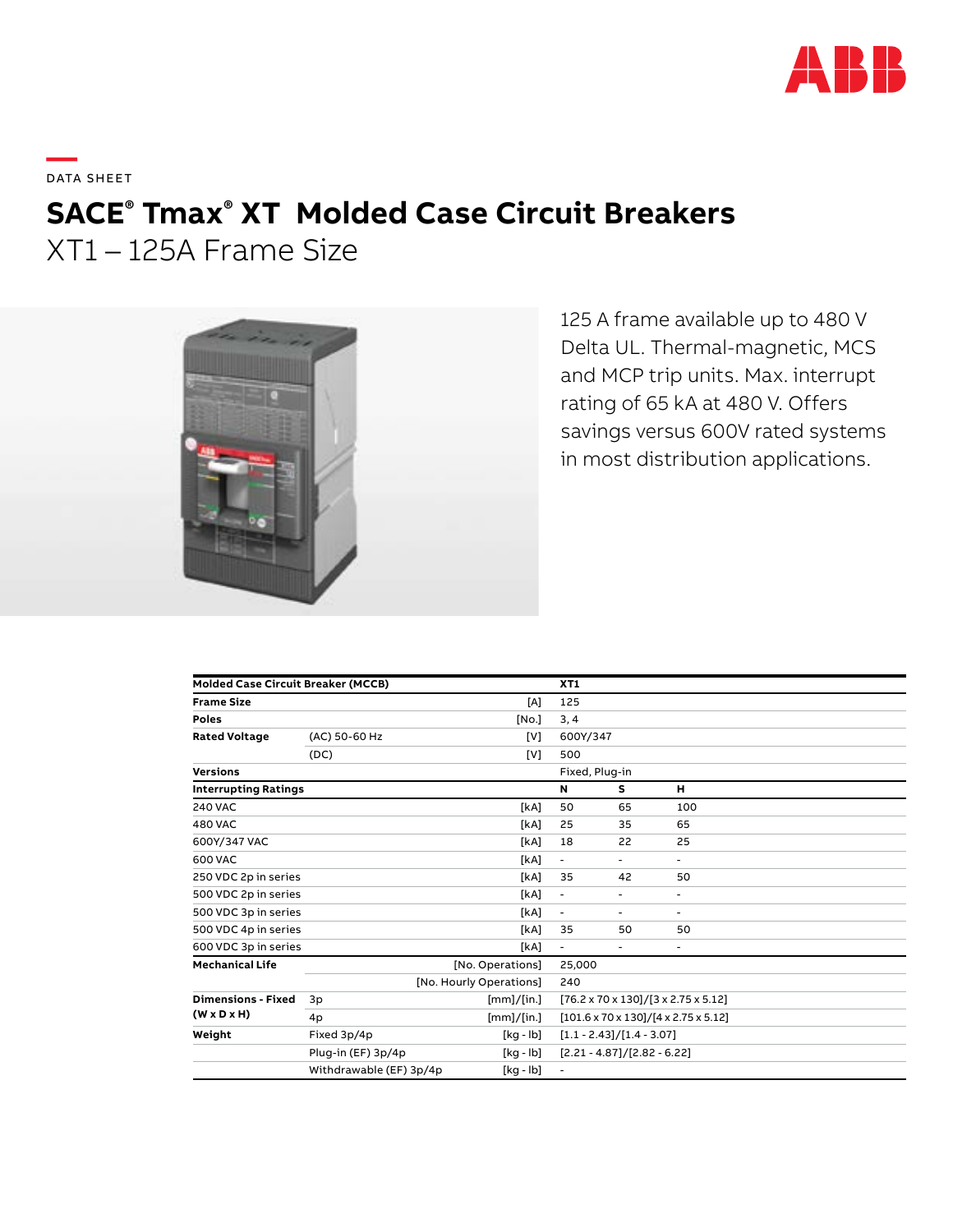DATA SHEET

# SACE® Tmax® XT Molded Case Circuit Breakers

## XT1 – 125A Frame Size

125 A frame available up to 480 V Delta UL. Thermal-magnetic, MCS and MCP trip units. Max. interrupt rating of 65 kA at 480 V. Offers savings versus 600V rated systems in most distribution applications.

| Molded Case Circuit Breaker (MCCB) | | | XT1 | | |
|---|---|---|---|---|---|
| **Frame Size** | | [A] | 125 | | |
| **Poles** | | [No.] | 3, 4 | | |
| **Rated Voltage** | (AC) 50-60 Hz | [V] | 600Y/347 | | |
| | (DC) | [V] | 500 | | |
| **Versions** | | | Fixed, Plug-in | | |
| **Interrupting Ratings** | | | **N** | **S** | **H** |
| 240 VAC | | [kA] | 50 | 65 | 100 |
| 480 VAC | | [kA] | 25 | 35 | 65 |
| 600Y/347 VAC | | [kA] | 18 | 22 | 25 |
| 600 VAC | | [kA] | - | - | - |
| 250 VDC 2p in series | | [kA] | 35 | 42 | 50 |
| 500 VDC 2p in series | | [kA] | - | - | - |
| 500 VDC 3p in series | | [kA] | - | - | - |
| 500 VDC 4p in series | | [kA] | 35 | 50 | 50 |
| 600 VDC 3p in series | | [kA] | - | - | - |
| **Mechanical Life** | | [No. Operations] | 25,000 | | |
| | | [No. Hourly Operations] | 240 | | |
| **Dimensions - Fixed (W x D x H)** | 3p | [mm]/[in.] | [76.2 x 70 x 130]/[3 x 2.75 x 5.12] | | |
| | 4p | [mm]/[in.] | [101.6 x 70 x 130]/[4 x 2.75 x 5.12] | | |
| **Weight** | Fixed 3p/4p | [kg - lb] | [1.1 - 2.43]/[1.4 - 3.07] | | |
| | Plug-in (EF) 3p/4p | [kg - lb] | [2.21 - 4.87]/[2.82 - 6.22] | | |
| | Withdrawable (EF) 3p/4p | [kg - lb] | - | | |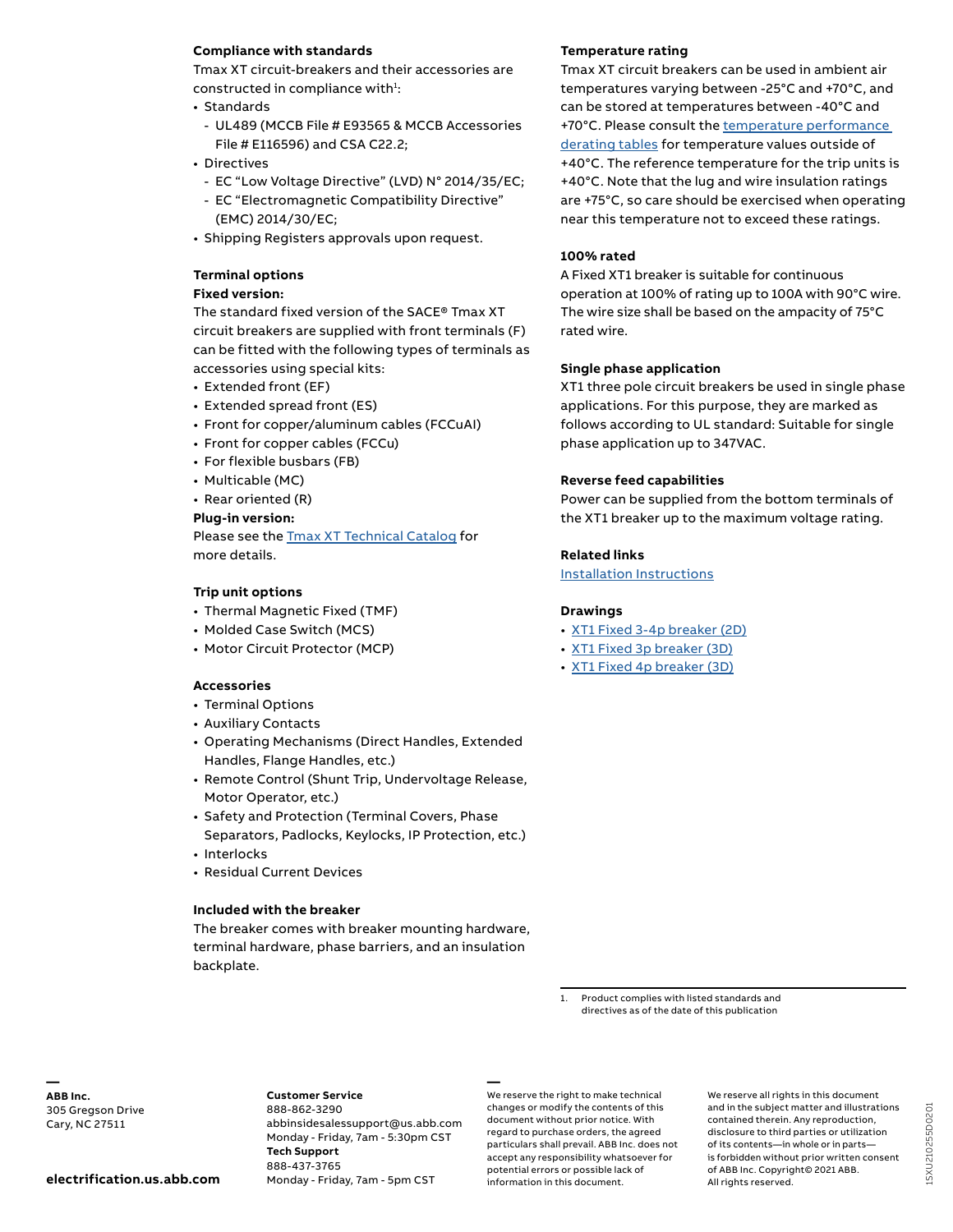## Compliance with standards

Tmax XT circuit-breakers and their accessories are constructed in compliance with[1]:

- Standards
  - UL489 (MCCB File # E93565 & MCCB Accessories File # E116596) and CSA C22.2;
- Directives
  - EC "Low Voltage Directive" (LVD) N° 2014/35/EC;
  - EC "Electromagnetic Compatibility Directive" (EMC) 2014/30/EC;
- Shipping Registers approvals upon request.

## Terminal options

**Fixed version:**

The standard fixed version of the SACE® Tmax XT circuit breakers are supplied with front terminals (F) can be fitted with the following types of terminals as accessories using special kits:

- Extended front (EF)
- Extended spread front (ES)
- Front for copper/aluminum cables (FCCuAl)
- Front for copper cables (FCCu)
- For flexible busbars (FB)
- Multicable (MC)
- Rear oriented (R)

**Plug-in version:**

Please see the Tmax XT Technical Catalog for more details.

## Trip unit options

- Thermal Magnetic Fixed (TMF)
- Molded Case Switch (MCS)
- Motor Circuit Protector (MCP)

## Accessories

- Terminal Options
- Auxiliary Contacts
- Operating Mechanisms (Direct Handles, Extended Handles, Flange Handles, etc.)
- Remote Control (Shunt Trip, Undervoltage Release, Motor Operator, etc.)
- Safety and Protection (Terminal Covers, Phase Separators, Padlocks, Keylocks, IP Protection, etc.)
- Interlocks
- Residual Current Devices

## Included with the breaker

The breaker comes with breaker mounting hardware, terminal hardware, phase barriers, and an insulation backplate.

## Temperature rating

Tmax XT circuit breakers can be used in ambient air temperatures varying between -25°C and +70°C, and can be stored at temperatures between -40°C and +70°C. Please consult the temperature performance derating tables for temperature values outside of +40°C. The reference temperature for the trip units is +40°C. Note that the lug and wire insulation ratings are +75°C, so care should be exercised when operating near this temperature not to exceed these ratings.

## 100% rated

A Fixed XT1 breaker is suitable for continuous operation at 100% of rating up to 100A with 90°C wire. The wire size shall be based on the ampacity of 75°C rated wire.

## Single phase application

XT1 three pole circuit breakers be used in single phase applications. For this purpose, they are marked as follows according to UL standard: Suitable for single phase application up to 347VAC.

## Reverse feed capabilities

Power can be supplied from the bottom terminals of the XT1 breaker up to the maximum voltage rating.

## Related links

Installation Instructions

## Drawings

- XT1 Fixed 3-4p breaker (2D)
- XT1 Fixed 3p breaker (3D)
- XT1 Fixed 4p breaker (3D)

1. Product complies with listed standards and directives as of the date of this publication

---

**ABB Inc.**
305 Gregson Drive
Cary, NC 27511

**electrification.us.abb.com**

**Customer Service**
888-862-3290
abbinsidesalessupport@us.abb.com
Monday - Friday, 7am - 5:30pm CST
**Tech Support**
888-437-3765
Monday - Friday, 7am - 5pm CST

We reserve the right to make technical changes or modify the contents of this document without prior notice. With regard to purchase orders, the agreed particulars shall prevail. ABB Inc. does not accept any responsibility whatsoever for potential errors or possible lack of information in this document.

We reserve all rights in this document and in the subject matter and illustrations contained therein. Any reproduction, disclosure to third parties or utilization of its contents—in whole or in parts—is forbidden without prior written consent of ABB Inc. Copyright© 2021 ABB. All rights reserved.

1SXU210255D0201